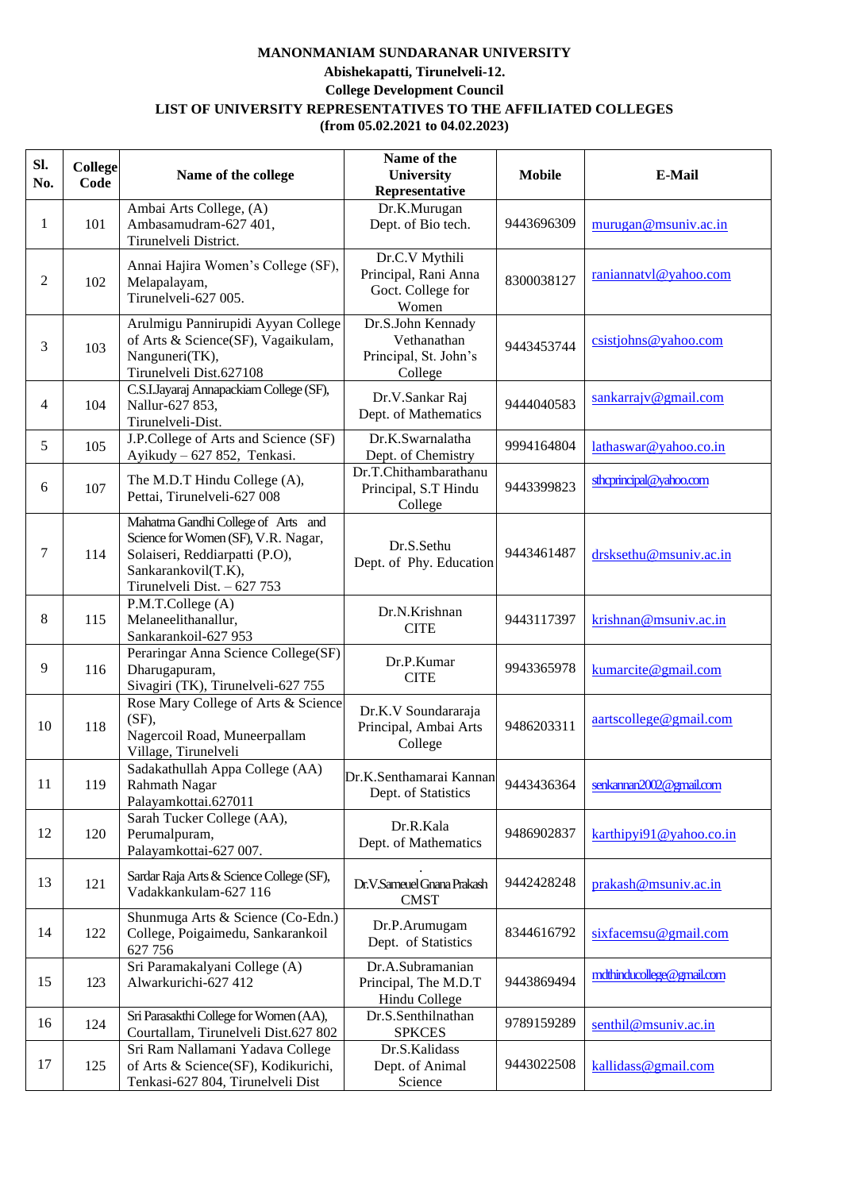**MANONMANIAM SUNDARANAR UNIVERSITY**

**Abishekapatti, Tirunelveli-12.**

**College Development Council**

**LIST OF UNIVERSITY REPRESENTATIVES TO THE AFFILIATED COLLEGES**

**(from 05.02.2021 to 04.02.2023)**

| Sl. No. | College Code | Name of the college | Name of the University Representative | Mobile | E-Mail |
|---|---|---|---|---|---|
| 1 | 101 | Ambai Arts College, (A) Ambasamudram-627 401, Tirunelveli District. | Dr.K.Murugan Dept. of Bio tech. | 9443696309 | murugan@msuniv.ac.in |
| 2 | 102 | Annai Hajira Women's College (SF), Melapalayam, Tirunelveli-627 005. | Dr.C.V Mythili Principal, Rani Anna Goct. College for Women | 8300038127 | raniannatvl@yahoo.com |
| 3 | 103 | Arulmigu Pannirupidi Ayyan College of Arts & Science(SF), Vagaikulam, Nanguneri(TK), Tirunelveli Dist.627108 | Dr.S.John Kennady Vethanathan Principal, St. John's College | 9443453744 | csistjohns@yahoo.com |
| 4 | 104 | C.S.I.Jayaraj Annapackiam College (SF), Nallur-627 853, Tirunelveli-Dist. | Dr.V.Sankar Raj Dept. of Mathematics | 9444040583 | sankarrajv@gmail.com |
| 5 | 105 | J.P.College of Arts and Science (SF) Ayikudy – 627 852, Tenkasi. | Dr.K.Swarnalatha Dept. of Chemistry | 9994164804 | lathaswar@yahoo.co.in |
| 6 | 107 | The M.D.T Hindu College (A), Pettai, Tirunelveli-627 008 | Dr.T.Chithambarathanu Principal, S.T Hindu College | 9443399823 | sthcprincipal@yahoo.com |
| 7 | 114 | Mahatma Gandhi College of Arts and Science for Women (SF), V.R. Nagar, Solaiseri, Reddiarpatti (P.O), Sankarankovil(T.K), Tirunelveli Dist. – 627 753 | Dr.S.Sethu Dept. of Phy. Education | 9443461487 | drsksethu@msuniv.ac.in |
| 8 | 115 | P.M.T.College (A) Melaneelithanallur, Sankarankoil-627 953 | Dr.N.Krishnan CITE | 9443117397 | krishnan@msuniv.ac.in |
| 9 | 116 | Peraringar Anna Science College(SF) Dharugapuram, Sivagiri (TK), Tirunelveli-627 755 | Dr.P.Kumar CITE | 9943365978 | kumarcite@gmail.com |
| 10 | 118 | Rose Mary College of Arts & Science (SF), Nagercoil Road, Muneerpallam Village, Tirunelveli | Dr.K.V Soundararaja Principal, Ambai Arts College | 9486203311 | aartscollege@gmail.com |
| 11 | 119 | Sadakathullah Appa College (AA) Rahmath Nagar Palayamkottai.627011 | Dr.K.Senthamarai Kannan Dept. of Statistics | 9443436364 | senkannan2002@gmail.com |
| 12 | 120 | Sarah Tucker College (AA), Perumalpuram, Palayamkottai-627 007. | Dr.R.Kala Dept. of Mathematics | 9486902837 | karthipyi91@yahoo.co.in |
| 13 | 121 | Sardar Raja Arts & Science College (SF), Vadakkankulam-627 116 | Dr.V.Sameuel Gnana Prakash CMST | 9442428248 | prakash@msuniv.ac.in |
| 14 | 122 | Shunmuga Arts & Science (Co-Edn.) College, Poigaimedu, Sankarankoil 627 756 | Dr.P.Arumugam Dept. of Statistics | 8344616792 | sixfacemsu@gmail.com |
| 15 | 123 | Sri Paramakalyani College (A) Alwarkurichi-627 412 | Dr.A.Subramanian Principal, The M.D.T Hindu College | 9443869494 | mdthinducollege@gmail.com |
| 16 | 124 | Sri Parasakthi College for Women (AA), Courtallam, Tirunelveli Dist.627 802 | Dr.S.Senthilnathan SPKCES | 9789159289 | senthil@msuniv.ac.in |
| 17 | 125 | Sri Ram Nallamani Yadava College of Arts & Science(SF), Kodikurichi, Tenkasi-627 804, Tirunelveli Dist | Dr.S.Kalidass Dept. of Animal Science | 9443022508 | kallidass@gmail.com |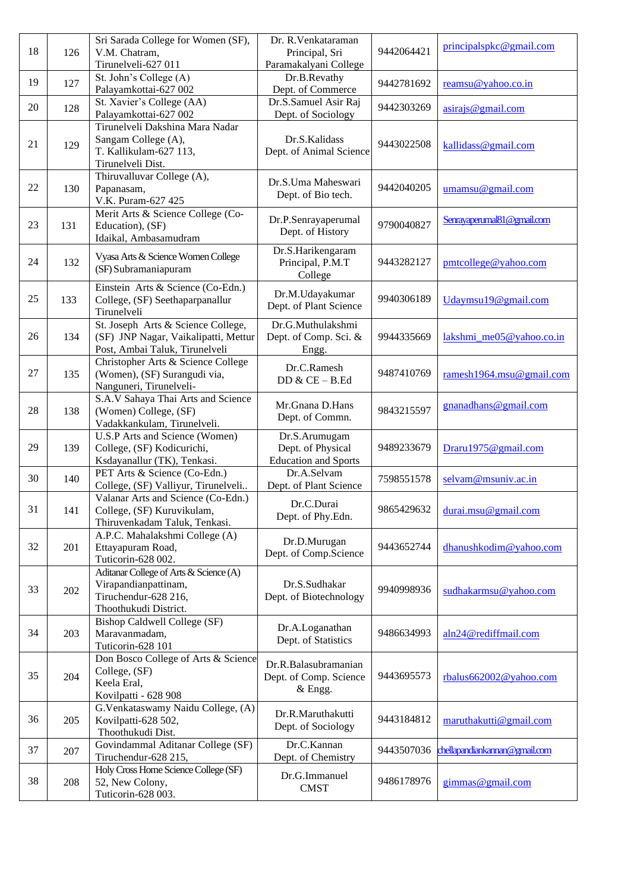| 18 | 126 | Sri Sarada College for Women (SF), V.M. Chatram, Tirunelveli-627 011 | Dr. R.Venkataraman Principal, Sri Paramakalyani College | 9442064421 | principalspkc@gmail.com |
|---|---|---|---|---|---|
| 19 | 127 | St. John's College (A) Palayamkottai-627 002 | Dr.B.Revathy Dept. of Commerce | 9442781692 | reamsu@yahoo.co.in |
| 20 | 128 | St. Xavier's College (AA) Palayamkottai-627 002 | Dr.S.Samuel Asir Raj Dept. of Sociology | 9442303269 | asirajs@gmail.com |
| 21 | 129 | Tirunelveli Dakshina Mara Nadar Sangam College (A), T. Kallikulam-627 113, Tirunelveli Dist. | Dr.S.Kalidass Dept. of Animal Science | 9443022508 | kallidass@gmail.com |
| 22 | 130 | Thiruvalluvar College (A), Papanasam, V.K. Puram-627 425 | Dr.S.Uma Maheswari Dept. of Bio tech. | 9442040205 | umamsu@gmail.com |
| 23 | 131 | Merit Arts & Science College (Co-Education), (SF) Idaikal, Ambasamudram | Dr.P.Senrayaperumal Dept. of History | 9790040827 | Senrayaperumal81@gmail.com |
| 24 | 132 | Vyasa Arts & Science Women College (SF) Subramaniapuram | Dr.S.Harikengaram Principal, P.M.T College | 9443282127 | pmtcollege@yahoo.com |
| 25 | 133 | Einstein Arts & Science (Co-Edn.) College, (SF) Seethaparpanallur Tirunelveli | Dr.M.Udayakumar Dept. of Plant Science | 9940306189 | Udaymsu19@gmail.com |
| 26 | 134 | St. Joseph Arts & Science College, (SF) JNP Nagar, Vaikalipatti, Mettur Post, Ambai Taluk, Tirunelveli | Dr.G.Muthulakshmi Dept. of Comp. Sci. & Engg. | 9944335669 | lakshmi_me05@yahoo.co.in |
| 27 | 135 | Christopher Arts & Science College (Women), (SF) Surangudi via, Nanguneri, Tirunelveli- | Dr.C.Ramesh DD & CE – B.Ed | 9487410769 | ramesh1964.msu@gmail.com |
| 28 | 138 | S.A.V Sahaya Thai Arts and Science (Women) College, (SF) Vadakkankulam, Tirunelveli. | Mr.Gnana D.Hans Dept. of Commn. | 9843215597 | gnanadhans@gmail.com |
| 29 | 139 | U.S.P Arts and Science (Women) College, (SF) Kodicurichi, Ksdayanallur (TK), Tenkasi. | Dr.S.Arumugam Dept. of Physical Education and Sports | 9489233679 | Draru1975@gmail.com |
| 30 | 140 | PET Arts & Science (Co-Edn.) College, (SF) Valliyur, Tirunelveli.. | Dr.A.Selvam Dept. of Plant Science | 7598551578 | selvam@msuniv.ac.in |
| 31 | 141 | Valanar Arts and Science (Co-Edn.) College, (SF) Kuruvikulam, Thiruvenkadam Taluk, Tenkasi. | Dr.C.Durai Dept. of Phy.Edn. | 9865429632 | durai.msu@gmail.com |
| 32 | 201 | A.P.C. Mahalakshmi College (A) Ettayapuram Road, Tuticorin-628 002. | Dr.D.Murugan Dept. of Comp.Science | 9443652744 | dhanushkodim@yahoo.com |
| 33 | 202 | Aditanar College of Arts & Science (A) Virapandianpattinam, Tiruchendur-628 216, Thoothukudi District. | Dr.S.Sudhakar Dept. of Biotechnology | 9940998936 | sudhakarmsu@yahoo.com |
| 34 | 203 | Bishop Caldwell College (SF) Maravanmadam, Tuticorin-628 101 | Dr.A.Loganathan Dept. of Statistics | 9486634993 | aln24@rediffmail.com |
| 35 | 204 | Don Bosco College of Arts & Science College, (SF) Keela Eral, Kovilpatti - 628 908 | Dr.R.Balasubramanian Dept. of Comp. Science & Engg. | 9443695573 | rbalus662002@yahoo.com |
| 36 | 205 | G.Venkataswamy Naidu College, (A) Kovilpatti-628 502, Thoothukudi Dist. | Dr.R.Maruthakutti Dept. of Sociology | 9443184812 | maruthakutti@gmail.com |
| 37 | 207 | Govindammal Aditanar College (SF) Tiruchendur-628 215, | Dr.C.Kannan Dept. of Chemistry | 9443507036 | chellapandiankannan@gmail.com |
| 38 | 208 | Holy Cross Home Science College (SF) 52, New Colony, Tuticorin-628 003. | Dr.G.Immanuel CMST | 9486178976 | gimmas@gmail.com |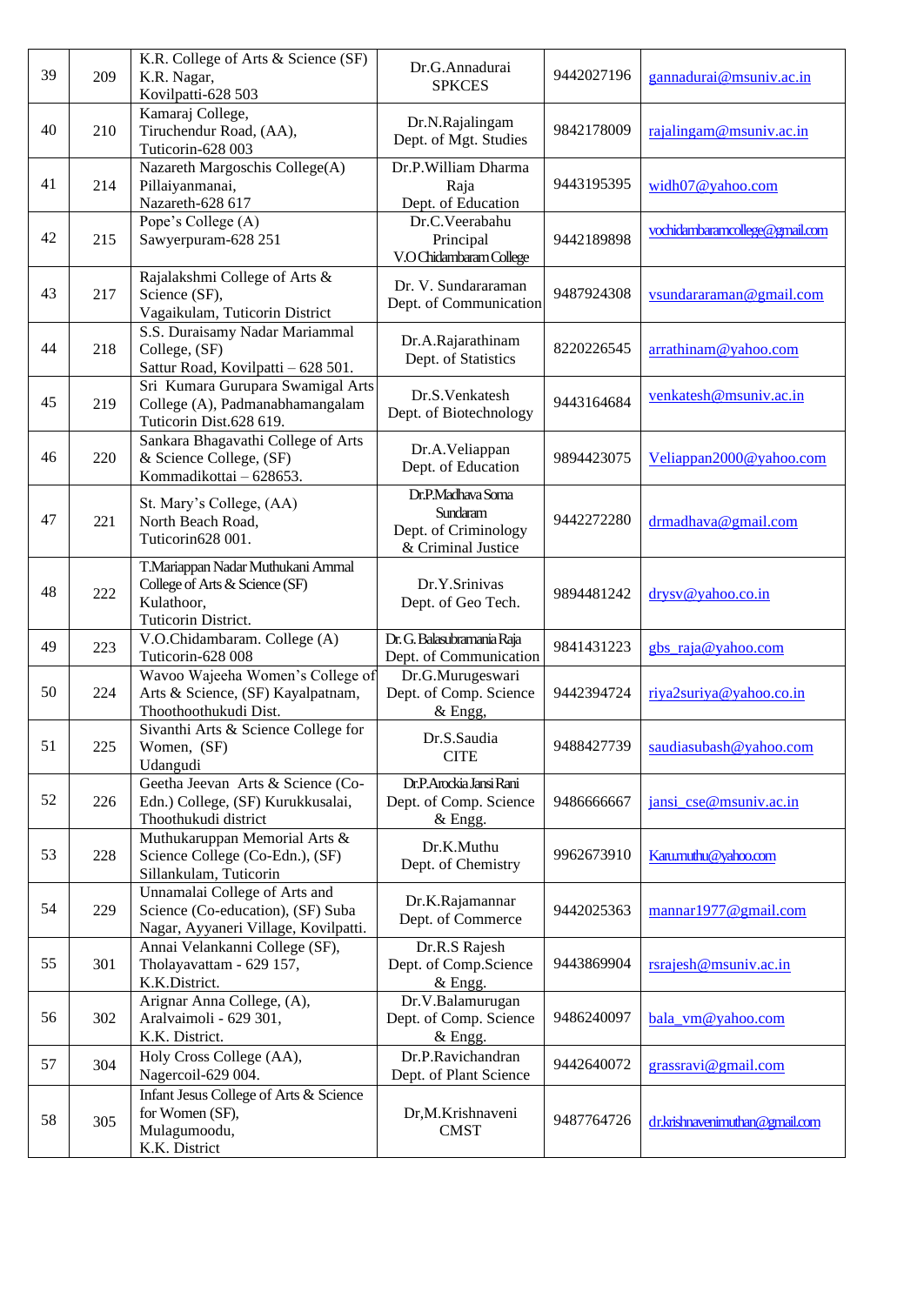| 39 | 209 | K.R. College of Arts & Science (SF) K.R. Nagar, Kovilpatti-628 503 | Dr.G.Annadurai SPKCES | 9442027196 | gannadurai@msuniv.ac.in |
|---|---|---|---|---|---|
| 40 | 210 | Kamaraj College, Tiruchendur Road, (AA), Tuticorin-628 003 | Dr.N.Rajalingam Dept. of Mgt. Studies | 9842178009 | rajalingam@msuniv.ac.in |
| 41 | 214 | Nazareth Margoschis College(A) Pillaiyanmanai, Nazareth-628 617 | Dr.P.William Dharma Raja Dept. of Education | 9443195395 | widh07@yahoo.com |
| 42 | 215 | Pope's College (A) Sawyerpuram-628 251 | Dr.C.Veerabahu Principal V.O Chidambaram College | 9442189898 | vochidambaramcollege@gmail.com |
| 43 | 217 | Rajalakshmi College of Arts & Science (SF), Vagaikulam, Tuticorin District | Dr. V. Sundararaman Dept. of Communication | 9487924308 | vsundararaman@gmail.com |
| 44 | 218 | S.S. Duraisamy Nadar Mariammal College, (SF) Sattur Road, Kovilpatti – 628 501. | Dr.A.Rajarathinam Dept. of Statistics | 8220226545 | arrathinam@yahoo.com |
| 45 | 219 | Sri Kumara Gurupara Swamigal Arts College (A), Padmanabhamangalam Tuticorin Dist.628 619. | Dr.S.Venkatesh Dept. of Biotechnology | 9443164684 | venkatesh@msuniv.ac.in |
| 46 | 220 | Sankara Bhagavathi College of Arts & Science College, (SF) Kommadikottai – 628653. | Dr.A.Veliappan Dept. of Education | 9894423075 | Veliappan2000@yahoo.com |
| 47 | 221 | St. Mary's College, (AA) North Beach Road, Tuticorin628 001. | Dr.P.Madhava Soma Sundaram Dept. of Criminology & Criminal Justice | 9442272280 | drmadhava@gmail.com |
| 48 | 222 | T.Mariappan Nadar Muthukani Ammal College of Arts & Science (SF) Kulathoor, Tuticorin District. | Dr.Y.Srinivas Dept. of Geo Tech. | 9894481242 | drysv@yahoo.co.in |
| 49 | 223 | V.O.Chidambaram. College (A) Tuticorin-628 008 | Dr. G. Balasubramania Raja Dept. of Communication | 9841431223 | gbs_raja@yahoo.com |
| 50 | 224 | Wavoo Wajeeha Women's College of Arts & Science, (SF) Kayalpatnam, Thoothoothukudi Dist. | Dr.G.Murugeswari Dept. of Comp. Science & Engg, | 9442394724 | riya2suriya@yahoo.co.in |
| 51 | 225 | Sivanthi Arts & Science College for Women, (SF) Udangudi | Dr.S.Saudia CITE | 9488427739 | saudiasubash@yahoo.com |
| 52 | 226 | Geetha Jeevan Arts & Science (Co-Edn.) College, (SF) Kurukkusalai, Thoothukudi district | Dr.P.Arockia Jansi Rani Dept. of Comp. Science & Engg. | 9486666667 | jansi_cse@msuniv.ac.in |
| 53 | 228 | Muthukaruppan Memorial Arts & Science College (Co-Edn.), (SF) Sillankulam, Tuticorin | Dr.K.Muthu Dept. of Chemistry | 9962673910 | Karu.muthu@yahoo.com |
| 54 | 229 | Unnamalai College of Arts and Science (Co-education), (SF) Suba Nagar, Ayyaneri Village, Kovilpatti. | Dr.K.Rajamannar Dept. of Commerce | 9442025363 | mannar1977@gmail.com |
| 55 | 301 | Annai Velankanni College (SF), Tholayavattam - 629 157, K.K.District. | Dr.R.S Rajesh Dept. of Comp.Science & Engg. | 9443869904 | rsrajesh@msuniv.ac.in |
| 56 | 302 | Arignar Anna College, (A), Aralvaimoli - 629 301, K.K. District. | Dr.V.Balamurugan Dept. of Comp. Science & Engg. | 9486240097 | bala_vm@yahoo.com |
| 57 | 304 | Holy Cross College (AA), Nagercoil-629 004. | Dr.P.Ravichandran Dept. of Plant Science | 9442640072 | grassravi@gmail.com |
| 58 | 305 | Infant Jesus College of Arts & Science for Women (SF), Mulagumoodu, K.K. District | Dr,M.Krishnaveni CMST | 9487764726 | dr.krishnavenimuthan@gmail.com |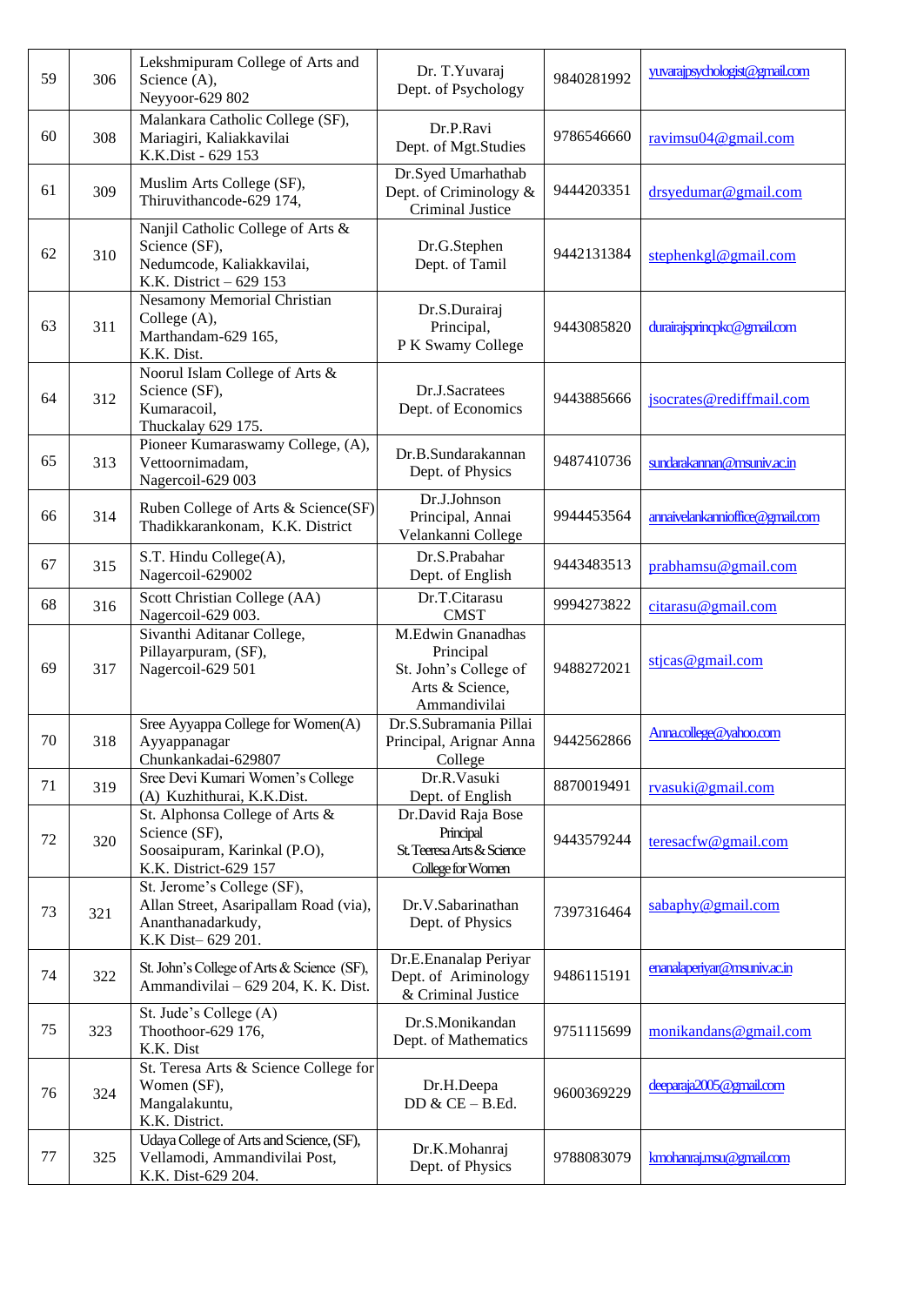| | | | | | |
|---|---|---|---|---|---|
| 59 | 306 | Lekshmipuram College of Arts and Science (A), Neyyoor-629 802 | Dr. T.Yuvaraj Dept. of Psychology | 9840281992 | yuvarajpsychologist@gmail.com |
| 60 | 308 | Malankara Catholic College (SF), Mariagiri, Kaliakkavilai K.K.Dist - 629 153 | Dr.P.Ravi Dept. of Mgt.Studies | 9786546660 | ravimsu04@gmail.com |
| 61 | 309 | Muslim Arts College (SF), Thiruvithancode-629 174, | Dr.Syed Umarhathab Dept. of Criminology & Criminal Justice | 9444203351 | drsyedumar@gmail.com |
| 62 | 310 | Nanjil Catholic College of Arts & Science (SF), Nedumcode, Kaliakkavilai, K.K. District – 629 153 | Dr.G.Stephen Dept. of Tamil | 9442131384 | stephenkgl@gmail.com |
| 63 | 311 | Nesamony Memorial Christian College (A), Marthandam-629 165, K.K. Dist. | Dr.S.Durairaj Principal, P K Swamy College | 9443085820 | durairajsprincpkc@gmail.com |
| 64 | 312 | Noorul Islam College of Arts & Science (SF), Kumaracoil, Thuckalay 629 175. | Dr.J.Sacratees Dept. of Economics | 9443885666 | jsocrates@rediffmail.com |
| 65 | 313 | Pioneer Kumaraswamy College, (A), Vettoornimadam, Nagercoil-629 003 | Dr.B.Sundarakannan Dept. of Physics | 9487410736 | sundarakannan@msuniv.ac.in |
| 66 | 314 | Ruben College of Arts & Science(SF) Thadikkarankonam, K.K. District | Dr.J.Johnson Principal, Annai Velankanni College | 9944453564 | annaivelankannioffice@gmail.com |
| 67 | 315 | S.T. Hindu College(A), Nagercoil-629002 | Dr.S.Prabahar Dept. of English | 9443483513 | prabhamsu@gmail.com |
| 68 | 316 | Scott Christian College (AA) Nagercoil-629 003. | Dr.T.Citarasu CMST | 9994273822 | citarasu@gmail.com |
| 69 | 317 | Sivanthi Aditanar College, Pillayarpuram, (SF), Nagercoil-629 501 | M.Edwin Gnanadhas Principal St. John's College of Arts & Science, Ammandivilai | 9488272021 | stjcas@gmail.com |
| 70 | 318 | Sree Ayyappa College for Women(A) Ayyappanagar Chunkankadai-629807 | Dr.S.Subramania Pillai Principal, Arignar Anna College | 9442562866 | Anna.college@yahoo.com |
| 71 | 319 | Sree Devi Kumari Women's College (A) Kuzhithurai, K.K.Dist. | Dr.R.Vasuki Dept. of English | 8870019491 | rvasuki@gmail.com |
| 72 | 320 | St. Alphonsa College of Arts & Science (SF), Soosaipuram, Karinkal (P.O), K.K. District-629 157 | Dr.David Raja Bose Principal St. Teeresa Arts & Science College for Women | 9443579244 | teresacfw@gmail.com |
| 73 | 321 | St. Jerome's College (SF), Allan Street, Asaripallam Road (via), Ananthanadarkudy, K.K Dist– 629 201. | Dr.V.Sabarinathan Dept. of Physics | 7397316464 | sabaphy@gmail.com |
| 74 | 322 | St. John's College of Arts & Science (SF), Ammandivilai – 629 204, K. K. Dist. | Dr.E.Enanalap Periyar Dept. of Ariminology & Criminal Justice | 9486115191 | enanalaperiyar@msuniv.ac.in |
| 75 | 323 | St. Jude's College (A) Thoothoor-629 176, K.K. Dist | Dr.S.Monikandan Dept. of Mathematics | 9751115699 | monikandans@gmail.com |
| 76 | 324 | St. Teresa Arts & Science College for Women (SF), Mangalakuntu, K.K. District. | Dr.H.Deepa DD & CE – B.Ed. | 9600369229 | deeparaja2005@gmail.com |
| 77 | 325 | Udaya College of Arts and Science, (SF), Vellamodi, Ammandivilai Post, K.K. Dist-629 204. | Dr.K.Mohanraj Dept. of Physics | 9788083079 | kmohanraj.msu@gmail.com |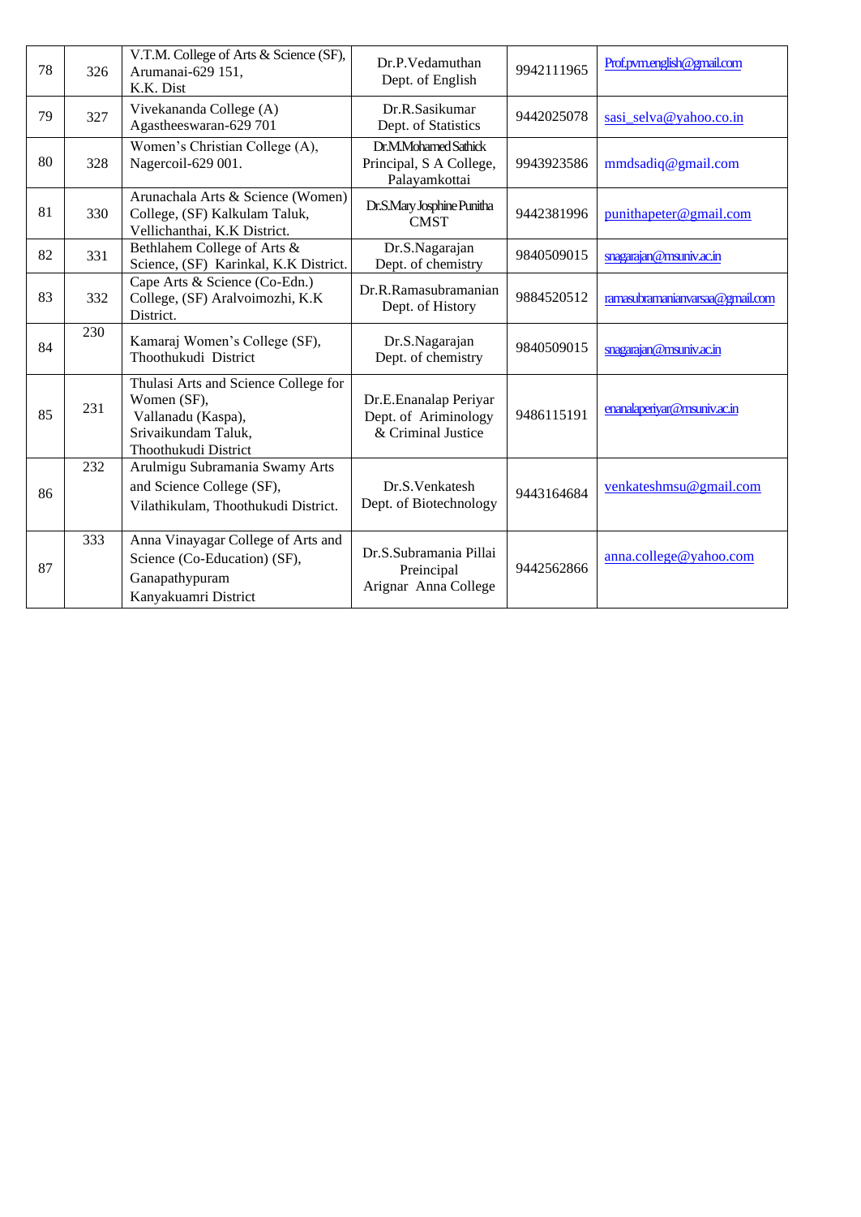| | | | | | |
|---|---|---|---|---|---|
| 78 | 326 | V.T.M. College of Arts & Science (SF), Arumanai-629 151, K.K. Dist | Dr.P.Vedamuthan Dept. of English | 9942111965 | Prof.pvm.english@gmail.com |
| 79 | 327 | Vivekananda College (A) Agastheeswaran-629 701 | Dr.R.Sasikumar Dept. of Statistics | 9442025078 | sasi_selva@yahoo.co.in |
| 80 | 328 | Women's Christian College (A), Nagercoil-629 001. | Dr.M.Mohamed Sathick Principal, S A College, Palayamkottai | 9943923586 | mmdsadiq@gmail.com |
| 81 | 330 | Arunachala Arts & Science (Women) College, (SF) Kalkulam Taluk, Vellichanthai, K.K District. | Dr.S.Mary Josphine Punitha CMST | 9442381996 | punithapeter@gmail.com |
| 82 | 331 | Bethlahem College of Arts & Science, (SF) Karinkal, K.K District. | Dr.S.Nagarajan Dept. of chemistry | 9840509015 | snagarajan@msuniv.ac.in |
| 83 | 332 | Cape Arts & Science (Co-Edn.) College, (SF) Aralvoimozhi, K.K District. | Dr.R.Ramasubramanian Dept. of History | 9884520512 | ramasubramanianvarsaa@gmail.com |
| 84 | 230 | Kamaraj Women's College (SF), Thoothukudi District | Dr.S.Nagarajan Dept. of chemistry | 9840509015 | snagarajan@msuniv.ac.in |
| 85 | 231 | Thulasi Arts and Science College for Women (SF), Vallanadu (Kaspa), Srivaikundam Taluk, Thoothukudi District | Dr.E.Enanalap Periyar Dept. of Ariminology & Criminal Justice | 9486115191 | enanalaperiyar@msuniv.ac.in |
| 86 | 232 | Arulmigu Subramania Swamy Arts and Science College (SF), Vilathikulam, Thoothukudi District. | Dr.S.Venkatesh Dept. of Biotechnology | 9443164684 | venkateshmsu@gmail.com |
| 87 | 333 | Anna Vinayagar College of Arts and Science (Co-Education) (SF), Ganapathypuram Kanyakuamri District | Dr.S.Subramania Pillai Preincipal Arignar Anna College | 9442562866 | anna.college@yahoo.com |